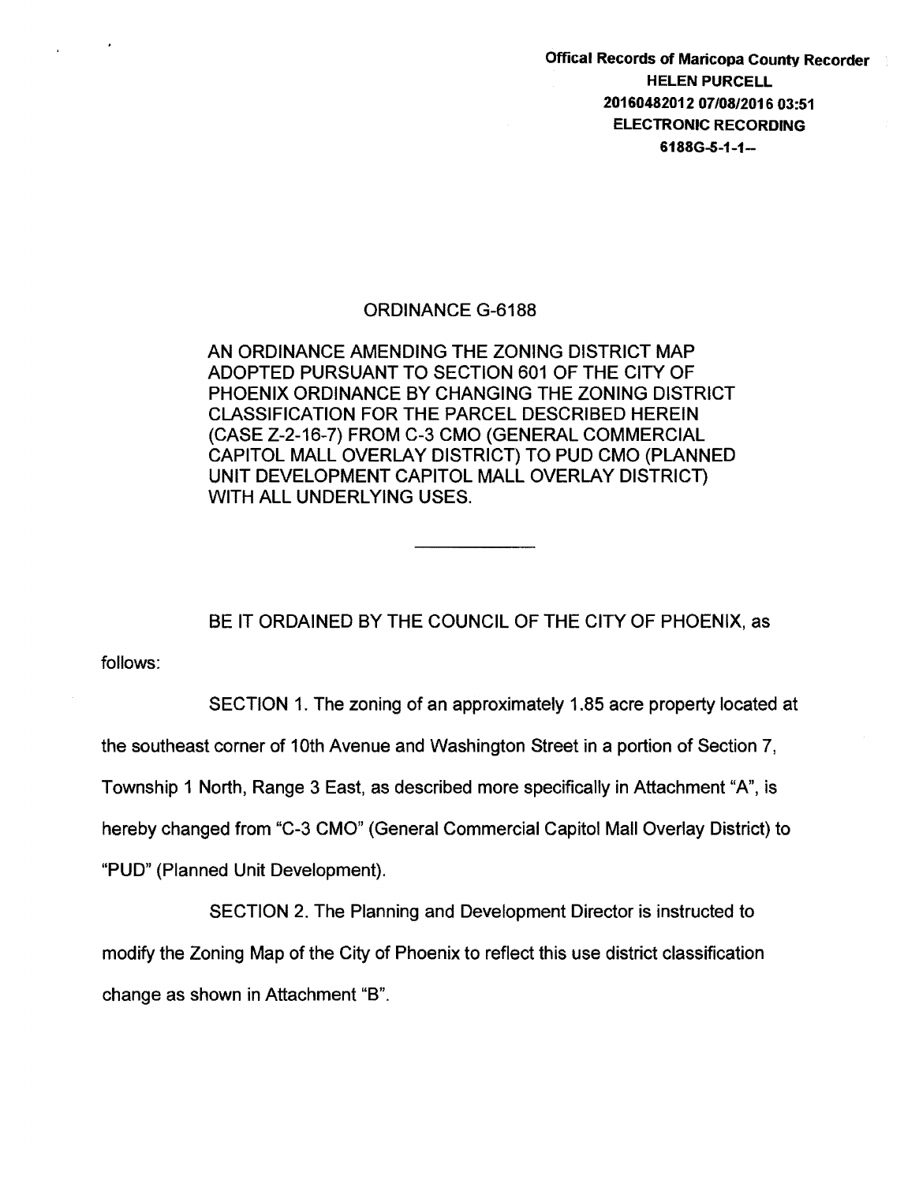**Offical Records of Maricopa County Recorder**
**HELEN PURCELL**
**20160482012 07/08/2016 03:51**
**ELECTRONIC RECORDING**
**6188G-5-1-1--**

ORDINANCE G-6188

AN ORDINANCE AMENDING THE ZONING DISTRICT MAP ADOPTED PURSUANT TO SECTION 601 OF THE CITY OF PHOENIX ORDINANCE BY CHANGING THE ZONING DISTRICT CLASSIFICATION FOR THE PARCEL DESCRIBED HEREIN (CASE Z-2-16-7) FROM C-3 CMO (GENERAL COMMERCIAL CAPITOL MALL OVERLAY DISTRICT) TO PUD CMO (PLANNED UNIT DEVELOPMENT CAPITOL MALL OVERLAY DISTRICT) WITH ALL UNDERLYING USES.

---

BE IT ORDAINED BY THE COUNCIL OF THE CITY OF PHOENIX, as follows:

SECTION 1. The zoning of an approximately 1.85 acre property located at the southeast corner of 10th Avenue and Washington Street in a portion of Section 7, Township 1 North, Range 3 East, as described more specifically in Attachment "A", is hereby changed from "C-3 CMO" (General Commercial Capitol Mall Overlay District) to "PUD" (Planned Unit Development).

SECTION 2. The Planning and Development Director is instructed to modify the Zoning Map of the City of Phoenix to reflect this use district classification change as shown in Attachment "B".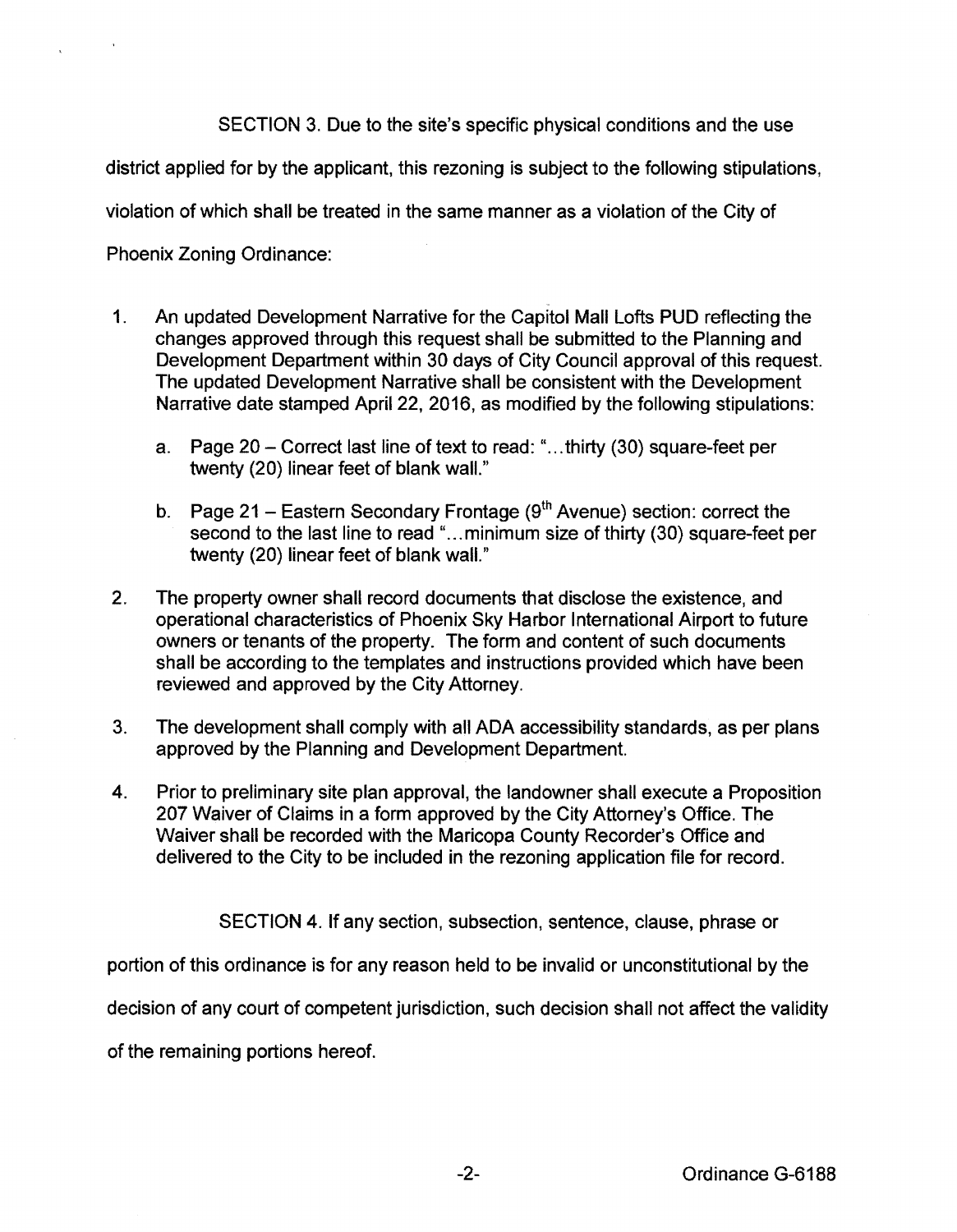SECTION 3. Due to the site's specific physical conditions and the use district applied for by the applicant, this rezoning is subject to the following stipulations, violation of which shall be treated in the same manner as a violation of the City of Phoenix Zoning Ordinance:

1. An updated Development Narrative for the Capitol Mall Lofts PUD reflecting the changes approved through this request shall be submitted to the Planning and Development Department within 30 days of City Council approval of this request. The updated Development Narrative shall be consistent with the Development Narrative date stamped April 22, 2016, as modified by the following stipulations:

   a. Page 20 – Correct last line of text to read: "...thirty (30) square-feet per twenty (20) linear feet of blank wall."

   b. Page 21 – Eastern Secondary Frontage (9th Avenue) section: correct the second to the last line to read "...minimum size of thirty (30) square-feet per twenty (20) linear feet of blank wall."

2. The property owner shall record documents that disclose the existence, and operational characteristics of Phoenix Sky Harbor International Airport to future owners or tenants of the property. The form and content of such documents shall be according to the templates and instructions provided which have been reviewed and approved by the City Attorney.

3. The development shall comply with all ADA accessibility standards, as per plans approved by the Planning and Development Department.

4. Prior to preliminary site plan approval, the landowner shall execute a Proposition 207 Waiver of Claims in a form approved by the City Attorney's Office. The Waiver shall be recorded with the Maricopa County Recorder's Office and delivered to the City to be included in the rezoning application file for record.

SECTION 4. If any section, subsection, sentence, clause, phrase or portion of this ordinance is for any reason held to be invalid or unconstitutional by the decision of any court of competent jurisdiction, such decision shall not affect the validity of the remaining portions hereof.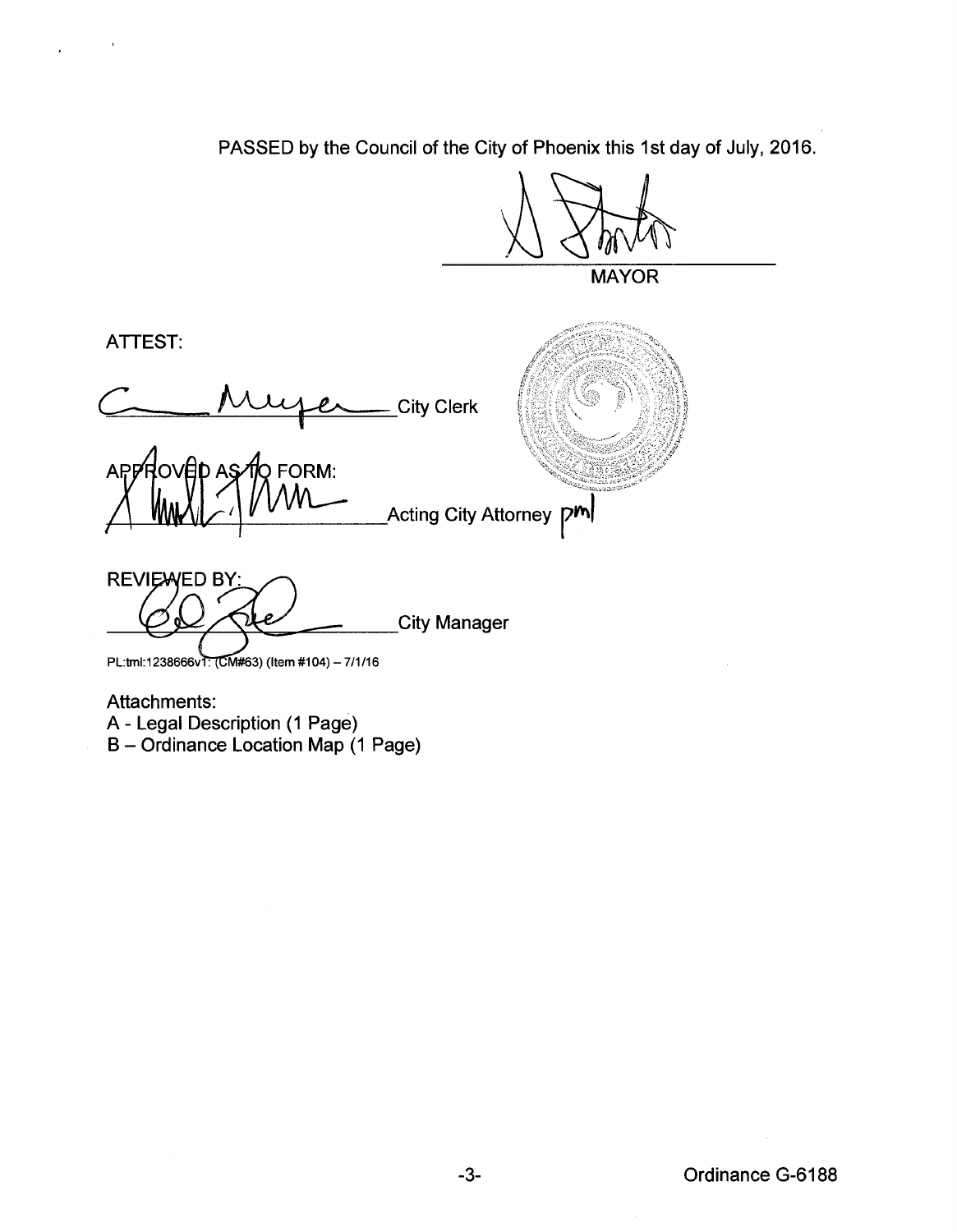PASSED by the Council of the City of Phoenix this 1st day of July, 2016.

MAYOR

ATTEST:

City Clerk

APPROVED AS TO FORM:

Acting City Attorney pml

REVIEWED BY:

City Manager

PL:tml:1238666v1: (CM#63) (Item #104) – 7/1/16

Attachments:
A - Legal Description (1 Page)
B – Ordinance Location Map (1 Page)

Ordinance G-6188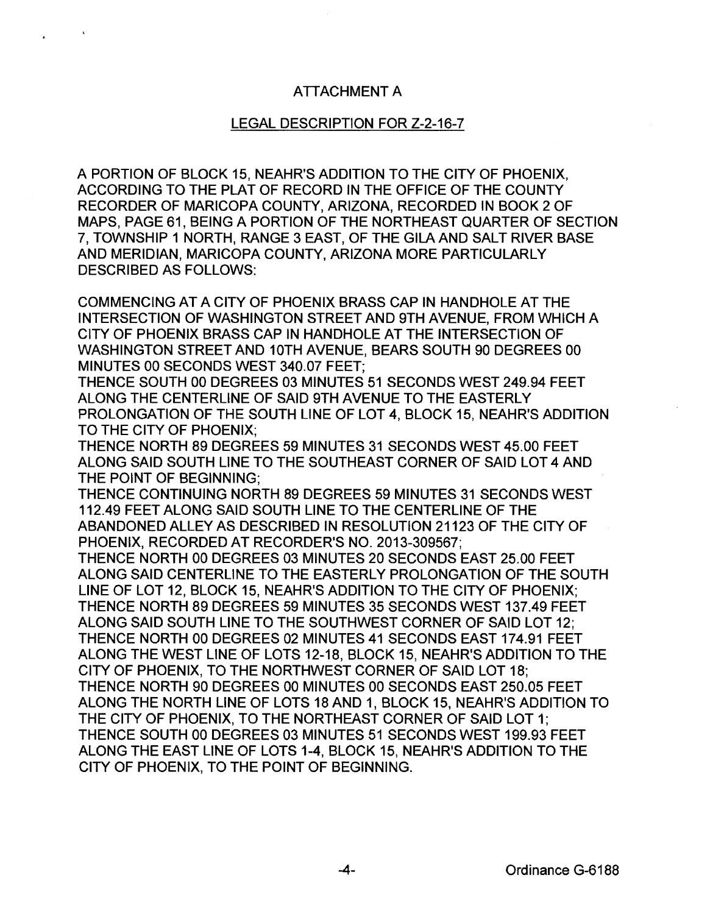## ATTACHMENT A

### LEGAL DESCRIPTION FOR Z-2-16-7

A PORTION OF BLOCK 15, NEAHR'S ADDITION TO THE CITY OF PHOENIX, ACCORDING TO THE PLAT OF RECORD IN THE OFFICE OF THE COUNTY RECORDER OF MARICOPA COUNTY, ARIZONA, RECORDED IN BOOK 2 OF MAPS, PAGE 61, BEING A PORTION OF THE NORTHEAST QUARTER OF SECTION 7, TOWNSHIP 1 NORTH, RANGE 3 EAST, OF THE GILA AND SALT RIVER BASE AND MERIDIAN, MARICOPA COUNTY, ARIZONA MORE PARTICULARLY DESCRIBED AS FOLLOWS:

COMMENCING AT A CITY OF PHOENIX BRASS CAP IN HANDHOLE AT THE INTERSECTION OF WASHINGTON STREET AND 9TH AVENUE, FROM WHICH A CITY OF PHOENIX BRASS CAP IN HANDHOLE AT THE INTERSECTION OF WASHINGTON STREET AND 10TH AVENUE, BEARS SOUTH 90 DEGREES 00 MINUTES 00 SECONDS WEST 340.07 FEET;
THENCE SOUTH 00 DEGREES 03 MINUTES 51 SECONDS WEST 249.94 FEET ALONG THE CENTERLINE OF SAID 9TH AVENUE TO THE EASTERLY PROLONGATION OF THE SOUTH LINE OF LOT 4, BLOCK 15, NEAHR'S ADDITION TO THE CITY OF PHOENIX;
THENCE NORTH 89 DEGREES 59 MINUTES 31 SECONDS WEST 45.00 FEET ALONG SAID SOUTH LINE TO THE SOUTHEAST CORNER OF SAID LOT 4 AND THE POINT OF BEGINNING;
THENCE CONTINUING NORTH 89 DEGREES 59 MINUTES 31 SECONDS WEST 112.49 FEET ALONG SAID SOUTH LINE TO THE CENTERLINE OF THE ABANDONED ALLEY AS DESCRIBED IN RESOLUTION 21123 OF THE CITY OF PHOENIX, RECORDED AT RECORDER'S NO. 2013-309567;
THENCE NORTH 00 DEGREES 03 MINUTES 20 SECONDS EAST 25.00 FEET ALONG SAID CENTERLINE TO THE EASTERLY PROLONGATION OF THE SOUTH LINE OF LOT 12, BLOCK 15, NEAHR'S ADDITION TO THE CITY OF PHOENIX;
THENCE NORTH 89 DEGREES 59 MINUTES 35 SECONDS WEST 137.49 FEET ALONG SAID SOUTH LINE TO THE SOUTHWEST CORNER OF SAID LOT 12;
THENCE NORTH 00 DEGREES 02 MINUTES 41 SECONDS EAST 174.91 FEET ALONG THE WEST LINE OF LOTS 12-18, BLOCK 15, NEAHR'S ADDITION TO THE CITY OF PHOENIX, TO THE NORTHWEST CORNER OF SAID LOT 18;
THENCE NORTH 90 DEGREES 00 MINUTES 00 SECONDS EAST 250.05 FEET ALONG THE NORTH LINE OF LOTS 18 AND 1, BLOCK 15, NEAHR'S ADDITION TO THE CITY OF PHOENIX, TO THE NORTHEAST CORNER OF SAID LOT 1;
THENCE SOUTH 00 DEGREES 03 MINUTES 51 SECONDS WEST 199.93 FEET ALONG THE EAST LINE OF LOTS 1-4, BLOCK 15, NEAHR'S ADDITION TO THE CITY OF PHOENIX, TO THE POINT OF BEGINNING.

Ordinance G-6188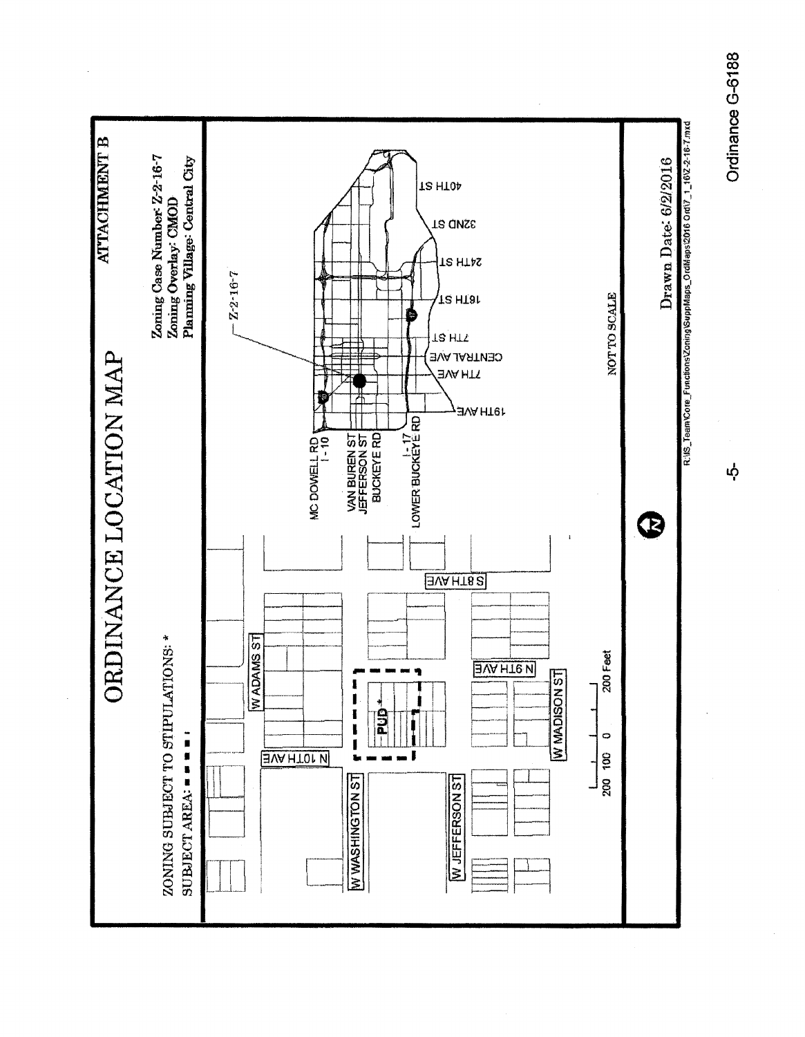# ORDINANCE LOCATION MAP

## ATTACHMENT B

ZONING SUBJECT TO STIPULATIONS: *

SUBJECT AREA: ■ ■ ■ ■

Zoning Case Number: Z-2-16-7
Zoning Overlay: CMOD
Planning Village: Central City

W ADAMS ST

N 10TH AVE

W WASHINGTON ST

PUD *

N 9TH AVE

W JEFFERSON ST

W MADISON ST

S 8TH AVE

200 100 0 200 Feet

Z-2-16-7

MC DOWELL RD
I - 10

VAN BUREN ST
JEFFERSON ST
BUCKEYE RD

I - 17
LOWER BUCKEYE RD

19TH AVE
7TH AVE
CENTRAL AVE
7TH ST
16TH ST
24TH ST
32ND ST
40TH ST

NOT TO SCALE

Drawn Date: 6/2/2016

R:\IS_Team\Core_Functions\Zoning\SuppMaps_OrdMaps\2016 Ord\7_1_16\Z-2-16-7.mxd

Ordinance G-6188